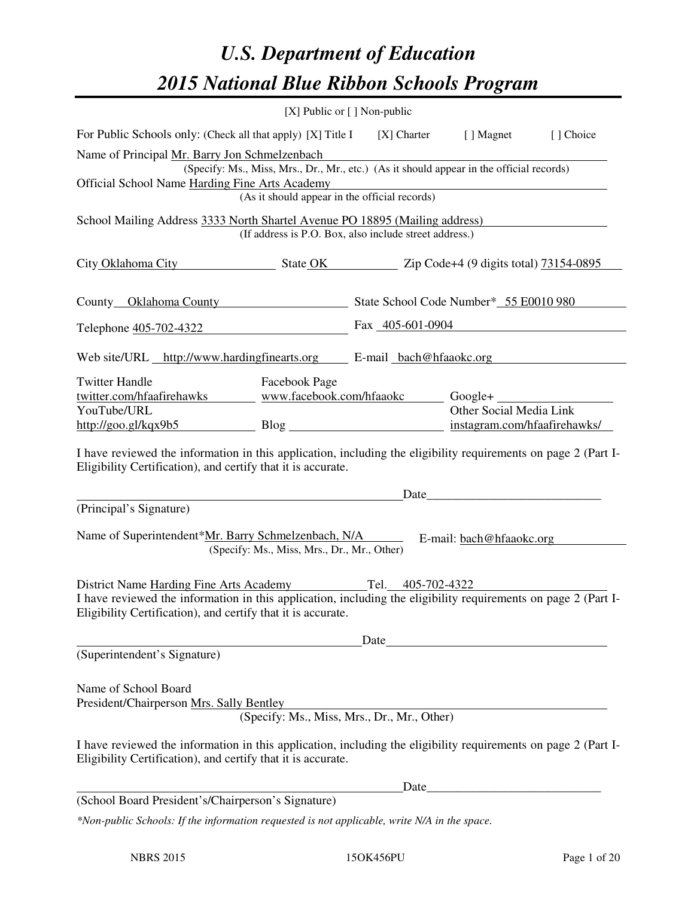# U.S. Department of Education
# 2015 National Blue Ribbon Schools Program

[X] Public or [ ] Non-public

For Public Schools only: (Check all that apply) [X] Title I [X] Charter [ ] Magnet [ ] Choice

Name of Principal Mr. Barry Jon Schmelzenbach
(Specify: Ms., Miss, Mrs., Dr., Mr., etc.) (As it should appear in the official records)

Official School Name Harding Fine Arts Academy
(As it should appear in the official records)

School Mailing Address 3333 North Shartel Avenue PO 18895 (Mailing address)
(If address is P.O. Box, also include street address.)

City Oklahoma City State OK Zip Code+4 (9 digits total) 73154-0895

County Oklahoma County State School Code Number* 55 E0010 980

Telephone 405-702-4322 Fax 405-601-0904

Web site/URL http://www.hardingfinearts.org E-mail bach@hfaaokc.org

Twitter Handle twitter.com/hfaafirehawks
Facebook Page www.facebook.com/hfaaokc
Google+
YouTube/URL http://goo.gl/kqx9b5
Blog
Other Social Media Link instagram.com/hfaafirehawks/

I have reviewed the information in this application, including the eligibility requirements on page 2 (Part I-Eligibility Certification), and certify that it is accurate.

_______________________________________________ Date_______________________
(Principal's Signature)

Name of Superintendent*Mr. Barry Schmelzenbach, N/A E-mail: bach@hfaaokc.org
(Specify: Ms., Miss, Mrs., Dr., Mr., Other)

District Name Harding Fine Arts Academy Tel. 405-702-4322

I have reviewed the information in this application, including the eligibility requirements on page 2 (Part I-Eligibility Certification), and certify that it is accurate.

_______________________________________________ Date_______________________
(Superintendent's Signature)

Name of School Board
President/Chairperson Mrs. Sally Bentley
(Specify: Ms., Miss, Mrs., Dr., Mr., Other)

I have reviewed the information in this application, including the eligibility requirements on page 2 (Part I-Eligibility Certification), and certify that it is accurate.

_______________________________________________ Date_______________________
(School Board President's/Chairperson's Signature)

*\*Non-public Schools: If the information requested is not applicable, write N/A in the space.*

15OK456PU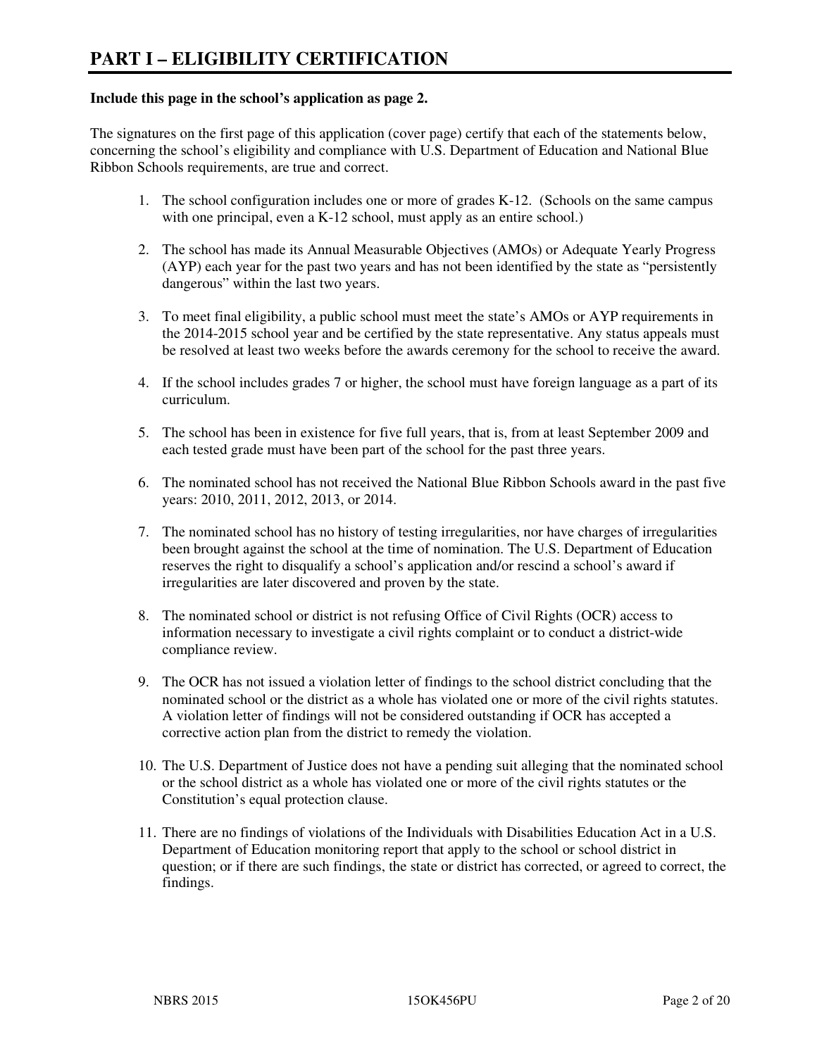# PART I – ELIGIBILITY CERTIFICATION

**Include this page in the school's application as page 2.**

The signatures on the first page of this application (cover page) certify that each of the statements below, concerning the school's eligibility and compliance with U.S. Department of Education and National Blue Ribbon Schools requirements, are true and correct.

1. The school configuration includes one or more of grades K-12. (Schools on the same campus with one principal, even a K-12 school, must apply as an entire school.)

2. The school has made its Annual Measurable Objectives (AMOs) or Adequate Yearly Progress (AYP) each year for the past two years and has not been identified by the state as "persistently dangerous" within the last two years.

3. To meet final eligibility, a public school must meet the state's AMOs or AYP requirements in the 2014-2015 school year and be certified by the state representative. Any status appeals must be resolved at least two weeks before the awards ceremony for the school to receive the award.

4. If the school includes grades 7 or higher, the school must have foreign language as a part of its curriculum.

5. The school has been in existence for five full years, that is, from at least September 2009 and each tested grade must have been part of the school for the past three years.

6. The nominated school has not received the National Blue Ribbon Schools award in the past five years: 2010, 2011, 2012, 2013, or 2014.

7. The nominated school has no history of testing irregularities, nor have charges of irregularities been brought against the school at the time of nomination. The U.S. Department of Education reserves the right to disqualify a school's application and/or rescind a school's award if irregularities are later discovered and proven by the state.

8. The nominated school or district is not refusing Office of Civil Rights (OCR) access to information necessary to investigate a civil rights complaint or to conduct a district-wide compliance review.

9. The OCR has not issued a violation letter of findings to the school district concluding that the nominated school or the district as a whole has violated one or more of the civil rights statutes. A violation letter of findings will not be considered outstanding if OCR has accepted a corrective action plan from the district to remedy the violation.

10. The U.S. Department of Justice does not have a pending suit alleging that the nominated school or the school district as a whole has violated one or more of the civil rights statutes or the Constitution's equal protection clause.

11. There are no findings of violations of the Individuals with Disabilities Education Act in a U.S. Department of Education monitoring report that apply to the school or school district in question; or if there are such findings, the state or district has corrected, or agreed to correct, the findings.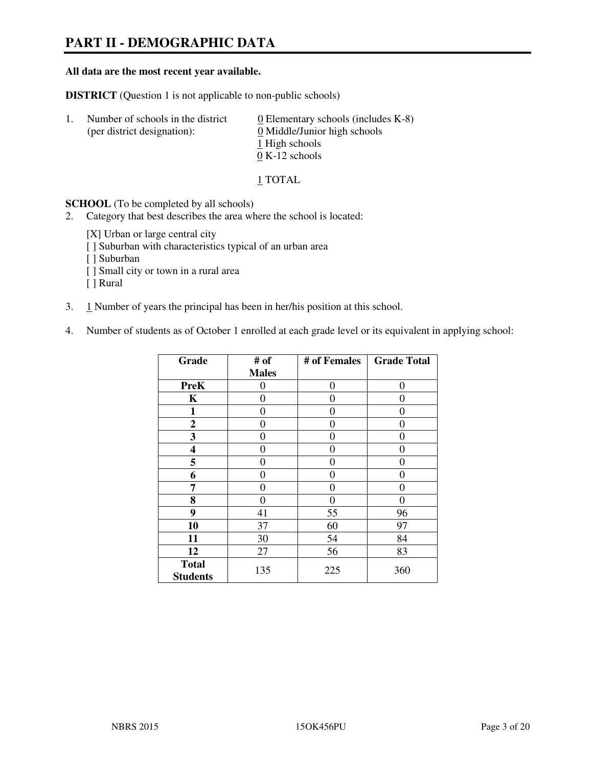# PART II - DEMOGRAPHIC DATA

**All data are the most recent year available.**

**DISTRICT** (Question 1 is not applicable to non-public schools)

1. Number of schools in the district (per district designation):
   - 0 Elementary schools (includes K-8)
   - 0 Middle/Junior high schools
   - 1 High schools
   - 0 K-12 schools

   1 TOTAL

**SCHOOL** (To be completed by all schools)

2. Category that best describes the area where the school is located:

   [X] Urban or large central city
   [ ] Suburban with characteristics typical of an urban area
   [ ] Suburban
   [ ] Small city or town in a rural area
   [ ] Rural

3. 1 Number of years the principal has been in her/his position at this school.

4. Number of students as of October 1 enrolled at each grade level or its equivalent in applying school:

| Grade | # of Males | # of Females | Grade Total |
|---|---|---|---|
| **PreK** | 0 | 0 | 0 |
| **K** | 0 | 0 | 0 |
| **1** | 0 | 0 | 0 |
| **2** | 0 | 0 | 0 |
| **3** | 0 | 0 | 0 |
| **4** | 0 | 0 | 0 |
| **5** | 0 | 0 | 0 |
| **6** | 0 | 0 | 0 |
| **7** | 0 | 0 | 0 |
| **8** | 0 | 0 | 0 |
| **9** | 41 | 55 | 96 |
| **10** | 37 | 60 | 97 |
| **11** | 30 | 54 | 84 |
| **12** | 27 | 56 | 83 |
| **Total Students** | 135 | 225 | 360 |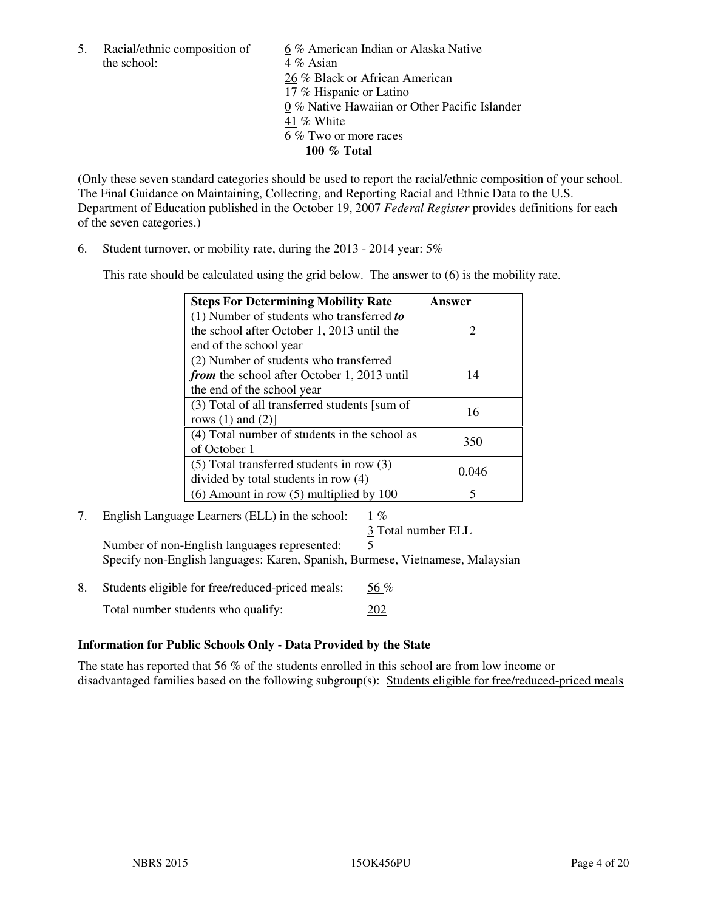5. Racial/ethnic composition of the school:

6 % American Indian or Alaska Native
4 % Asian
26 % Black or African American
17 % Hispanic or Latino
0 % Native Hawaiian or Other Pacific Islander
41 % White
6 % Two or more races
**100 % Total**

(Only these seven standard categories should be used to report the racial/ethnic composition of your school. The Final Guidance on Maintaining, Collecting, and Reporting Racial and Ethnic Data to the U.S. Department of Education published in the October 19, 2007 *Federal Register* provides definitions for each of the seven categories.)

6. Student turnover, or mobility rate, during the 2013 - 2014 year: 5%

This rate should be calculated using the grid below. The answer to (6) is the mobility rate.

| **Steps For Determining Mobility Rate** | **Answer** |
|---|---|
| (1) Number of students who transferred ***to*** the school after October 1, 2013 until the end of the school year | 2 |
| (2) Number of students who transferred ***from*** the school after October 1, 2013 until the end of the school year | 14 |
| (3) Total of all transferred students [sum of rows (1) and (2)] | 16 |
| (4) Total number of students in the school as of October 1 | 350 |
| (5) Total transferred students in row (3) divided by total students in row (4) | 0.046 |
| (6) Amount in row (5) multiplied by 100 | 5 |

7. English Language Learners (ELL) in the school: 1 %
3 Total number ELL
Number of non-English languages represented: 5
Specify non-English languages: Karen, Spanish, Burmese, Vietnamese, Malaysian

8. Students eligible for free/reduced-priced meals: 56 %
Total number students who qualify: 202

**Information for Public Schools Only - Data Provided by the State**

The state has reported that 56 % of the students enrolled in this school are from low income or disadvantaged families based on the following subgroup(s): Students eligible for free/reduced-priced meals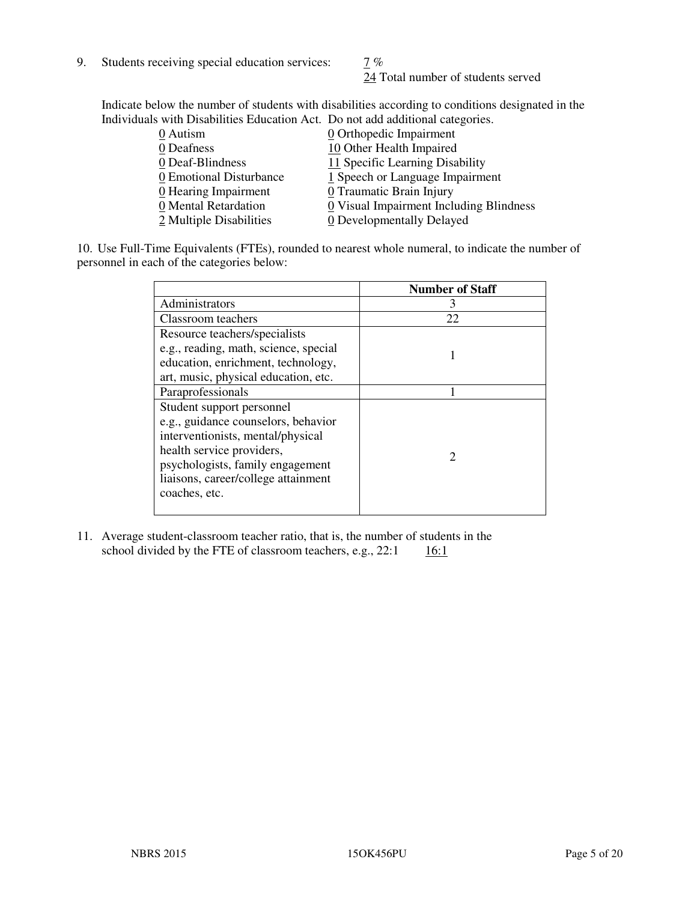9. Students receiving special education services: 7 %
 24 Total number of students served

Indicate below the number of students with disabilities according to conditions designated in the Individuals with Disabilities Education Act. Do not add additional categories.

| | |
|---|---|
| 0 Autism | 0 Orthopedic Impairment |
| 0 Deafness | 10 Other Health Impaired |
| 0 Deaf-Blindness | 11 Specific Learning Disability |
| 0 Emotional Disturbance | 1 Speech or Language Impairment |
| 0 Hearing Impairment | 0 Traumatic Brain Injury |
| 0 Mental Retardation | 0 Visual Impairment Including Blindness |
| 2 Multiple Disabilities | 0 Developmentally Delayed |

10. Use Full-Time Equivalents (FTEs), rounded to nearest whole numeral, to indicate the number of personnel in each of the categories below:

| | **Number of Staff** |
|---|---|
| Administrators | 3 |
| Classroom teachers | 22 |
| Resource teachers/specialists e.g., reading, math, science, special education, enrichment, technology, art, music, physical education, etc. | 1 |
| Paraprofessionals | 1 |
| Student support personnel e.g., guidance counselors, behavior interventionists, mental/physical health service providers, psychologists, family engagement liaisons, career/college attainment coaches, etc. | 2 |

11. Average student-classroom teacher ratio, that is, the number of students in the school divided by the FTE of classroom teachers, e.g., 22:1 16:1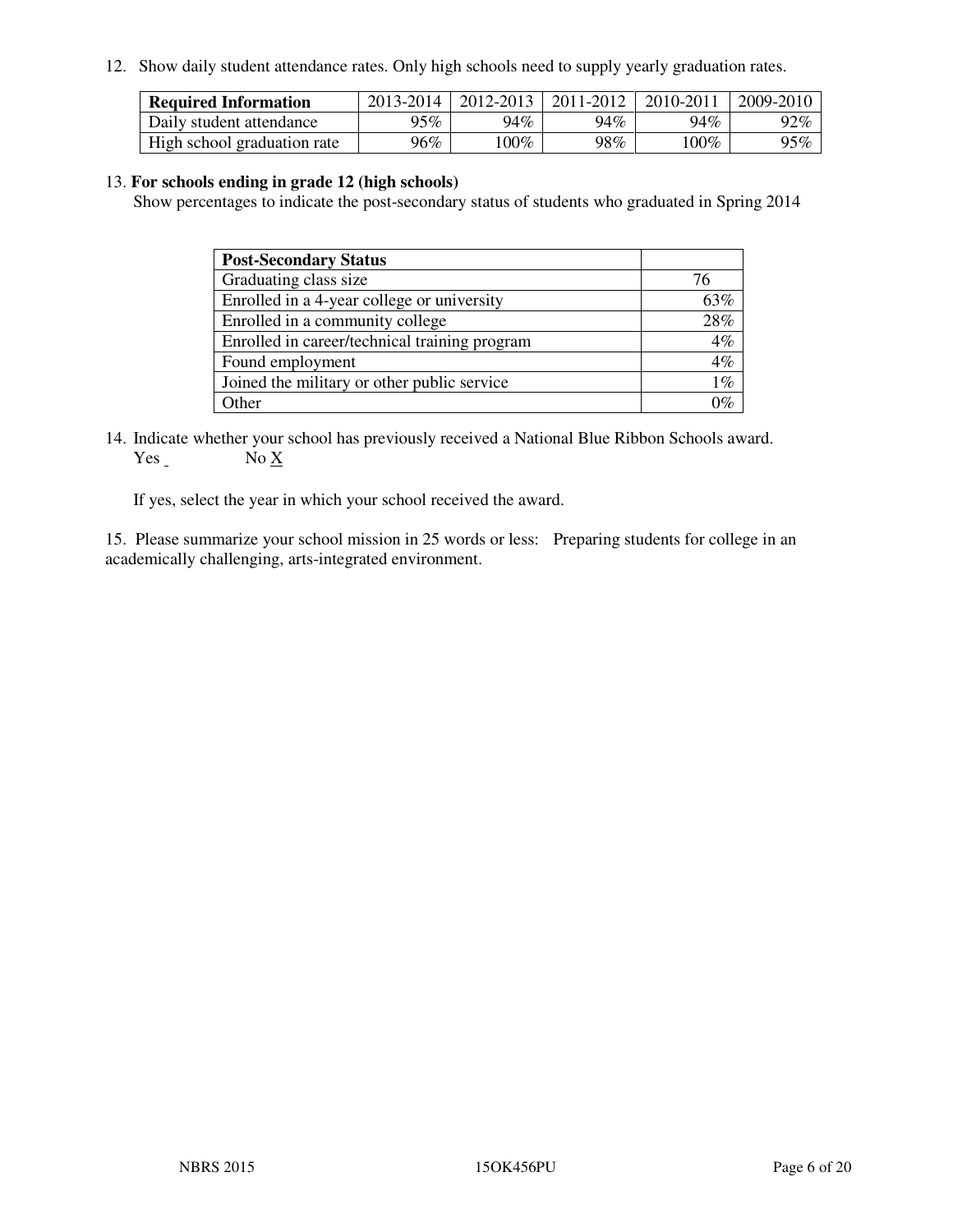12. Show daily student attendance rates. Only high schools need to supply yearly graduation rates.

| **Required Information** | 2013-2014 | 2012-2013 | 2011-2012 | 2010-2011 | 2009-2010 |
|---|---|---|---|---|---|
| Daily student attendance | 95% | 94% | 94% | 94% | 92% |
| High school graduation rate | 96% | 100% | 98% | 100% | 95% |

13. **For schools ending in grade 12 (high schools)**

Show percentages to indicate the post-secondary status of students who graduated in Spring 2014

| **Post-Secondary Status** | |
|---|---|
| Graduating class size | 76 |
| Enrolled in a 4-year college or university | 63% |
| Enrolled in a community college | 28% |
| Enrolled in career/technical training program | 4% |
| Found employment | 4% |
| Joined the military or other public service | 1% |
| Other | 0% |

14. Indicate whether your school has previously received a National Blue Ribbon Schools award.
Yes _ No X

If yes, select the year in which your school received the award.

15. Please summarize your school mission in 25 words or less: Preparing students for college in an academically challenging, arts-integrated environment.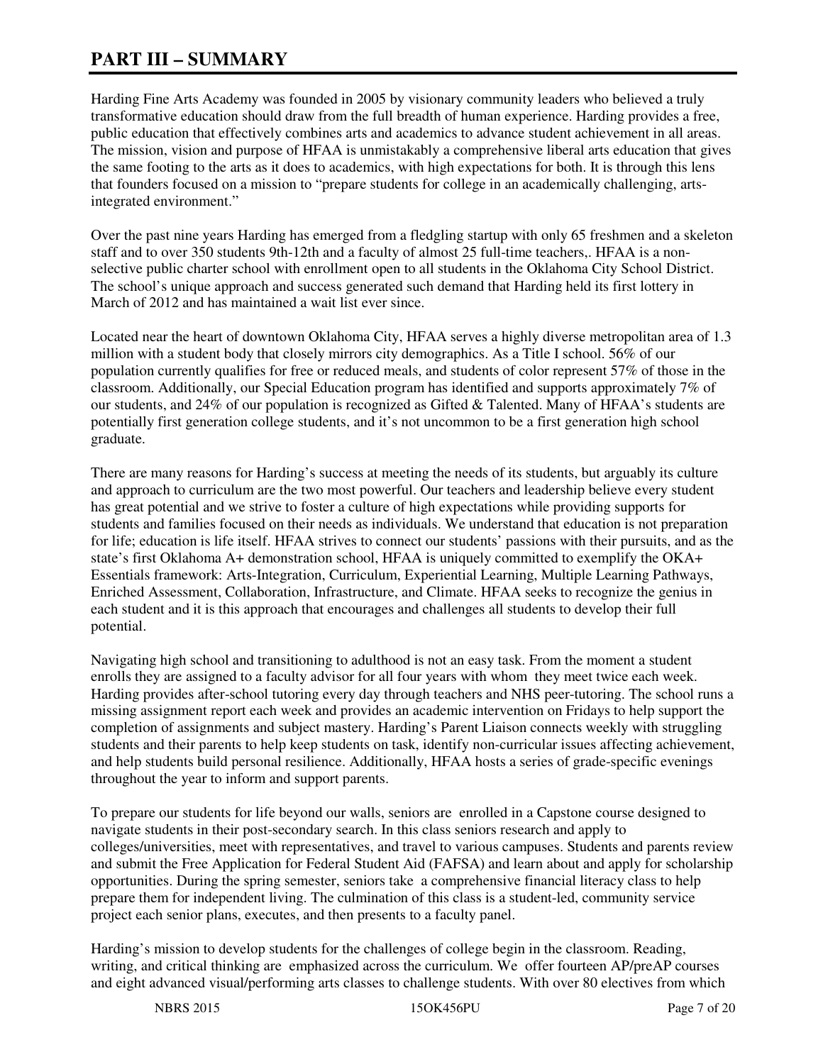## PART III – SUMMARY

Harding Fine Arts Academy was founded in 2005 by visionary community leaders who believed a truly transformative education should draw from the full breadth of human experience. Harding provides a free, public education that effectively combines arts and academics to advance student achievement in all areas. The mission, vision and purpose of HFAA is unmistakably a comprehensive liberal arts education that gives the same footing to the arts as it does to academics, with high expectations for both. It is through this lens that founders focused on a mission to "prepare students for college in an academically challenging, arts-integrated environment."

Over the past nine years Harding has emerged from a fledgling startup with only 65 freshmen and a skeleton staff and to over 350 students 9th-12th and a faculty of almost 25 full-time teachers,. HFAA is a non-selective public charter school with enrollment open to all students in the Oklahoma City School District. The school's unique approach and success generated such demand that Harding held its first lottery in March of 2012 and has maintained a wait list ever since.

Located near the heart of downtown Oklahoma City, HFAA serves a highly diverse metropolitan area of 1.3 million with a student body that closely mirrors city demographics. As a Title I school. 56% of our population currently qualifies for free or reduced meals, and students of color represent 57% of those in the classroom. Additionally, our Special Education program has identified and supports approximately 7% of our students, and 24% of our population is recognized as Gifted & Talented. Many of HFAA's students are potentially first generation college students, and it's not uncommon to be a first generation high school graduate.

There are many reasons for Harding's success at meeting the needs of its students, but arguably its culture and approach to curriculum are the two most powerful. Our teachers and leadership believe every student has great potential and we strive to foster a culture of high expectations while providing supports for students and families focused on their needs as individuals. We understand that education is not preparation for life; education is life itself. HFAA strives to connect our students' passions with their pursuits, and as the state's first Oklahoma A+ demonstration school, HFAA is uniquely committed to exemplify the OKA+ Essentials framework: Arts-Integration, Curriculum, Experiential Learning, Multiple Learning Pathways, Enriched Assessment, Collaboration, Infrastructure, and Climate. HFAA seeks to recognize the genius in each student and it is this approach that encourages and challenges all students to develop their full potential.

Navigating high school and transitioning to adulthood is not an easy task. From the moment a student enrolls they are assigned to a faculty advisor for all four years with whom they meet twice each week. Harding provides after-school tutoring every day through teachers and NHS peer-tutoring. The school runs a missing assignment report each week and provides an academic intervention on Fridays to help support the completion of assignments and subject mastery. Harding's Parent Liaison connects weekly with struggling students and their parents to help keep students on task, identify non-curricular issues affecting achievement, and help students build personal resilience. Additionally, HFAA hosts a series of grade-specific evenings throughout the year to inform and support parents.

To prepare our students for life beyond our walls, seniors are enrolled in a Capstone course designed to navigate students in their post-secondary search. In this class seniors research and apply to colleges/universities, meet with representatives, and travel to various campuses. Students and parents review and submit the Free Application for Federal Student Aid (FAFSA) and learn about and apply for scholarship opportunities. During the spring semester, seniors take a comprehensive financial literacy class to help prepare them for independent living. The culmination of this class is a student-led, community service project each senior plans, executes, and then presents to a faculty panel.

Harding's mission to develop students for the challenges of college begin in the classroom. Reading, writing, and critical thinking are emphasized across the curriculum. We offer fourteen AP/preAP courses and eight advanced visual/performing arts classes to challenge students. With over 80 electives from which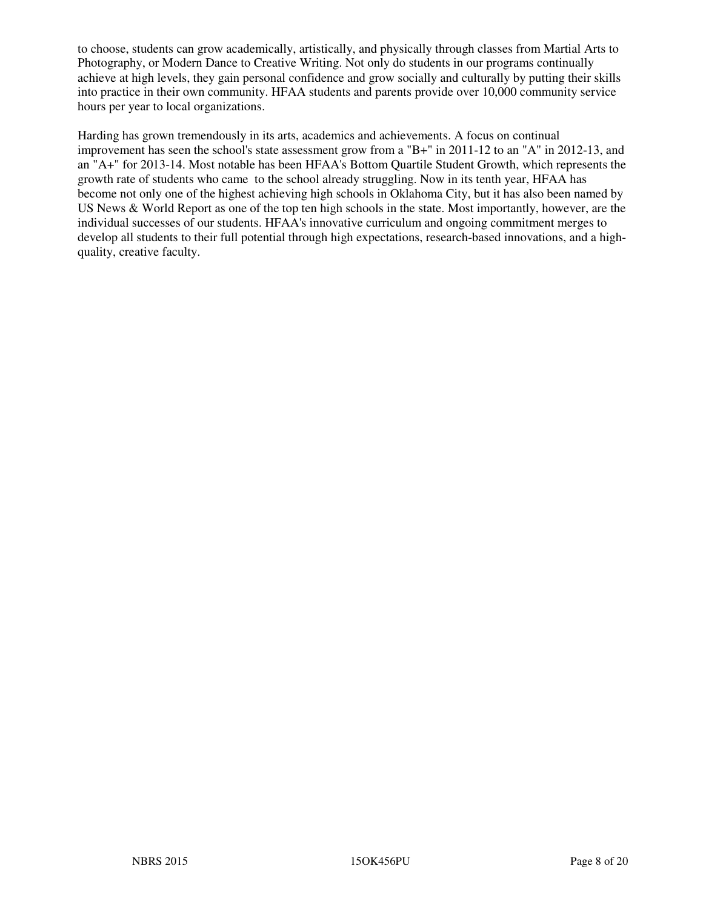to choose, students can grow academically, artistically, and physically through classes from Martial Arts to Photography, or Modern Dance to Creative Writing. Not only do students in our programs continually achieve at high levels, they gain personal confidence and grow socially and culturally by putting their skills into practice in their own community. HFAA students and parents provide over 10,000 community service hours per year to local organizations.

Harding has grown tremendously in its arts, academics and achievements. A focus on continual improvement has seen the school's state assessment grow from a "B+" in 2011-12 to an "A" in 2012-13, and an "A+" for 2013-14. Most notable has been HFAA's Bottom Quartile Student Growth, which represents the growth rate of students who came to the school already struggling. Now in its tenth year, HFAA has become not only one of the highest achieving high schools in Oklahoma City, but it has also been named by US News & World Report as one of the top ten high schools in the state. Most importantly, however, are the individual successes of our students. HFAA's innovative curriculum and ongoing commitment merges to develop all students to their full potential through high expectations, research-based innovations, and a high-quality, creative faculty.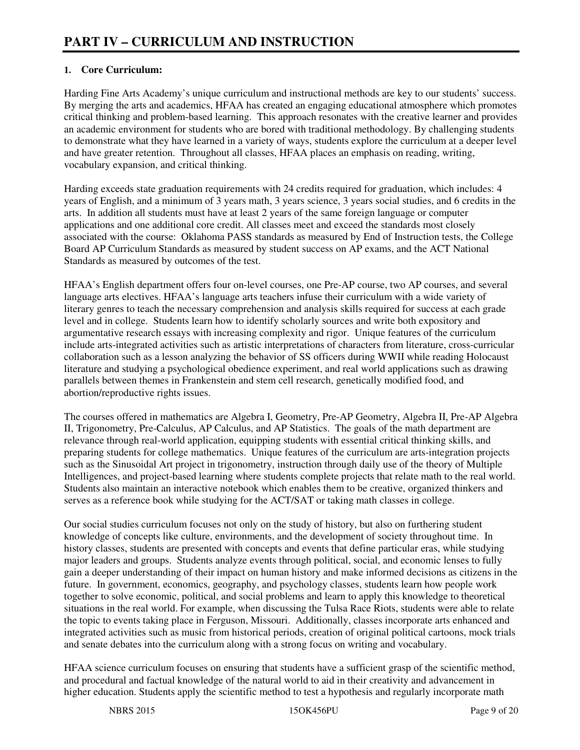# PART IV – CURRICULUM AND INSTRUCTION

**1. Core Curriculum:**

Harding Fine Arts Academy's unique curriculum and instructional methods are key to our students' success. By merging the arts and academics, HFAA has created an engaging educational atmosphere which promotes critical thinking and problem-based learning. This approach resonates with the creative learner and provides an academic environment for students who are bored with traditional methodology. By challenging students to demonstrate what they have learned in a variety of ways, students explore the curriculum at a deeper level and have greater retention. Throughout all classes, HFAA places an emphasis on reading, writing, vocabulary expansion, and critical thinking.

Harding exceeds state graduation requirements with 24 credits required for graduation, which includes: 4 years of English, and a minimum of 3 years math, 3 years science, 3 years social studies, and 6 credits in the arts. In addition all students must have at least 2 years of the same foreign language or computer applications and one additional core credit. All classes meet and exceed the standards most closely associated with the course: Oklahoma PASS standards as measured by End of Instruction tests, the College Board AP Curriculum Standards as measured by student success on AP exams, and the ACT National Standards as measured by outcomes of the test.

HFAA's English department offers four on-level courses, one Pre-AP course, two AP courses, and several language arts electives. HFAA's language arts teachers infuse their curriculum with a wide variety of literary genres to teach the necessary comprehension and analysis skills required for success at each grade level and in college. Students learn how to identify scholarly sources and write both expository and argumentative research essays with increasing complexity and rigor. Unique features of the curriculum include arts-integrated activities such as artistic interpretations of characters from literature, cross-curricular collaboration such as a lesson analyzing the behavior of SS officers during WWII while reading Holocaust literature and studying a psychological obedience experiment, and real world applications such as drawing parallels between themes in Frankenstein and stem cell research, genetically modified food, and abortion/reproductive rights issues.

The courses offered in mathematics are Algebra I, Geometry, Pre-AP Geometry, Algebra II, Pre-AP Algebra II, Trigonometry, Pre-Calculus, AP Calculus, and AP Statistics. The goals of the math department are relevance through real-world application, equipping students with essential critical thinking skills, and preparing students for college mathematics. Unique features of the curriculum are arts-integration projects such as the Sinusoidal Art project in trigonometry, instruction through daily use of the theory of Multiple Intelligences, and project-based learning where students complete projects that relate math to the real world. Students also maintain an interactive notebook which enables them to be creative, organized thinkers and serves as a reference book while studying for the ACT/SAT or taking math classes in college.

Our social studies curriculum focuses not only on the study of history, but also on furthering student knowledge of concepts like culture, environments, and the development of society throughout time. In history classes, students are presented with concepts and events that define particular eras, while studying major leaders and groups. Students analyze events through political, social, and economic lenses to fully gain a deeper understanding of their impact on human history and make informed decisions as citizens in the future. In government, economics, geography, and psychology classes, students learn how people work together to solve economic, political, and social problems and learn to apply this knowledge to theoretical situations in the real world. For example, when discussing the Tulsa Race Riots, students were able to relate the topic to events taking place in Ferguson, Missouri. Additionally, classes incorporate arts enhanced and integrated activities such as music from historical periods, creation of original political cartoons, mock trials and senate debates into the curriculum along with a strong focus on writing and vocabulary.

HFAA science curriculum focuses on ensuring that students have a sufficient grasp of the scientific method, and procedural and factual knowledge of the natural world to aid in their creativity and advancement in higher education. Students apply the scientific method to test a hypothesis and regularly incorporate math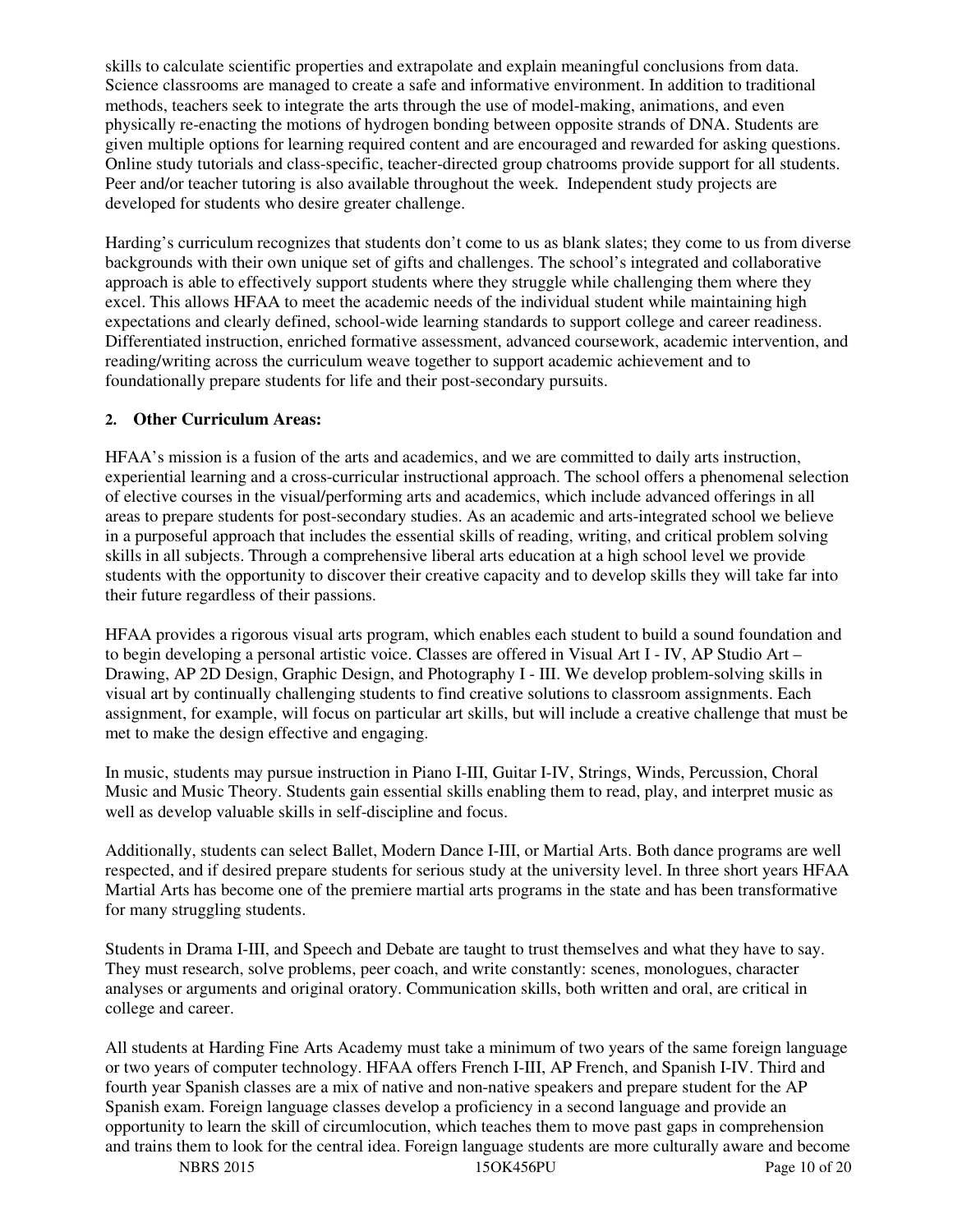skills to calculate scientific properties and extrapolate and explain meaningful conclusions from data. Science classrooms are managed to create a safe and informative environment. In addition to traditional methods, teachers seek to integrate the arts through the use of model-making, animations, and even physically re-enacting the motions of hydrogen bonding between opposite strands of DNA. Students are given multiple options for learning required content and are encouraged and rewarded for asking questions. Online study tutorials and class-specific, teacher-directed group chatrooms provide support for all students. Peer and/or teacher tutoring is also available throughout the week. Independent study projects are developed for students who desire greater challenge.

Harding's curriculum recognizes that students don't come to us as blank slates; they come to us from diverse backgrounds with their own unique set of gifts and challenges. The school's integrated and collaborative approach is able to effectively support students where they struggle while challenging them where they excel. This allows HFAA to meet the academic needs of the individual student while maintaining high expectations and clearly defined, school-wide learning standards to support college and career readiness. Differentiated instruction, enriched formative assessment, advanced coursework, academic intervention, and reading/writing across the curriculum weave together to support academic achievement and to foundationally prepare students for life and their post-secondary pursuits.

**2. Other Curriculum Areas:**

HFAA's mission is a fusion of the arts and academics, and we are committed to daily arts instruction, experiential learning and a cross-curricular instructional approach. The school offers a phenomenal selection of elective courses in the visual/performing arts and academics, which include advanced offerings in all areas to prepare students for post-secondary studies. As an academic and arts-integrated school we believe in a purposeful approach that includes the essential skills of reading, writing, and critical problem solving skills in all subjects. Through a comprehensive liberal arts education at a high school level we provide students with the opportunity to discover their creative capacity and to develop skills they will take far into their future regardless of their passions.

HFAA provides a rigorous visual arts program, which enables each student to build a sound foundation and to begin developing a personal artistic voice. Classes are offered in Visual Art I - IV, AP Studio Art – Drawing, AP 2D Design, Graphic Design, and Photography I - III. We develop problem-solving skills in visual art by continually challenging students to find creative solutions to classroom assignments. Each assignment, for example, will focus on particular art skills, but will include a creative challenge that must be met to make the design effective and engaging.

In music, students may pursue instruction in Piano I-III, Guitar I-IV, Strings, Winds, Percussion, Choral Music and Music Theory. Students gain essential skills enabling them to read, play, and interpret music as well as develop valuable skills in self-discipline and focus.

Additionally, students can select Ballet, Modern Dance I-III, or Martial Arts. Both dance programs are well respected, and if desired prepare students for serious study at the university level. In three short years HFAA Martial Arts has become one of the premiere martial arts programs in the state and has been transformative for many struggling students.

Students in Drama I-III, and Speech and Debate are taught to trust themselves and what they have to say. They must research, solve problems, peer coach, and write constantly: scenes, monologues, character analyses or arguments and original oratory. Communication skills, both written and oral, are critical in college and career.

All students at Harding Fine Arts Academy must take a minimum of two years of the same foreign language or two years of computer technology. HFAA offers French I-III, AP French, and Spanish I-IV. Third and fourth year Spanish classes are a mix of native and non-native speakers and prepare student for the AP Spanish exam. Foreign language classes develop a proficiency in a second language and provide an opportunity to learn the skill of circumlocution, which teaches them to move past gaps in comprehension and trains them to look for the central idea. Foreign language students are more culturally aware and become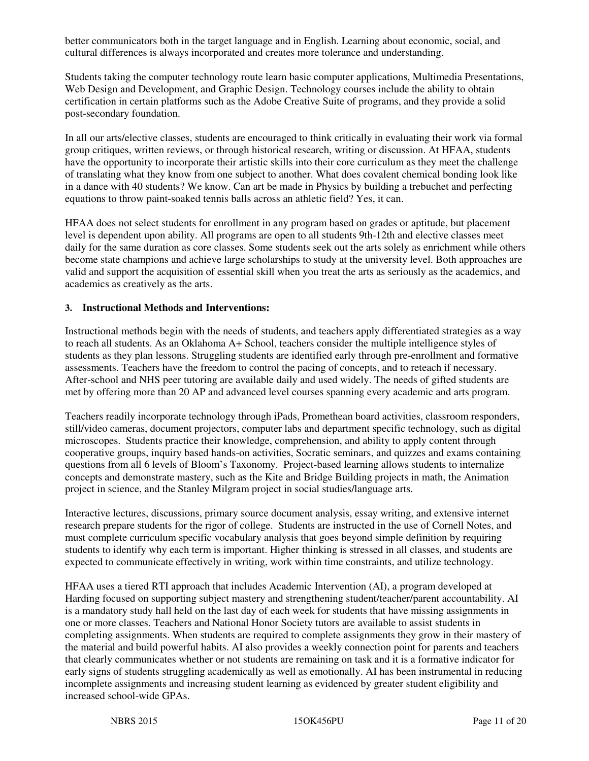better communicators both in the target language and in English. Learning about economic, social, and cultural differences is always incorporated and creates more tolerance and understanding.

Students taking the computer technology route learn basic computer applications, Multimedia Presentations, Web Design and Development, and Graphic Design. Technology courses include the ability to obtain certification in certain platforms such as the Adobe Creative Suite of programs, and they provide a solid post-secondary foundation.

In all our arts/elective classes, students are encouraged to think critically in evaluating their work via formal group critiques, written reviews, or through historical research, writing or discussion. At HFAA, students have the opportunity to incorporate their artistic skills into their core curriculum as they meet the challenge of translating what they know from one subject to another. What does covalent chemical bonding look like in a dance with 40 students? We know. Can art be made in Physics by building a trebuchet and perfecting equations to throw paint-soaked tennis balls across an athletic field? Yes, it can.

HFAA does not select students for enrollment in any program based on grades or aptitude, but placement level is dependent upon ability. All programs are open to all students 9th-12th and elective classes meet daily for the same duration as core classes. Some students seek out the arts solely as enrichment while others become state champions and achieve large scholarships to study at the university level. Both approaches are valid and support the acquisition of essential skill when you treat the arts as seriously as the academics, and academics as creatively as the arts.

## 3. Instructional Methods and Interventions:

Instructional methods begin with the needs of students, and teachers apply differentiated strategies as a way to reach all students. As an Oklahoma A+ School, teachers consider the multiple intelligence styles of students as they plan lessons. Struggling students are identified early through pre-enrollment and formative assessments. Teachers have the freedom to control the pacing of concepts, and to reteach if necessary. After-school and NHS peer tutoring are available daily and used widely. The needs of gifted students are met by offering more than 20 AP and advanced level courses spanning every academic and arts program.

Teachers readily incorporate technology through iPads, Promethean board activities, classroom responders, still/video cameras, document projectors, computer labs and department specific technology, such as digital microscopes. Students practice their knowledge, comprehension, and ability to apply content through cooperative groups, inquiry based hands-on activities, Socratic seminars, and quizzes and exams containing questions from all 6 levels of Bloom's Taxonomy. Project-based learning allows students to internalize concepts and demonstrate mastery, such as the Kite and Bridge Building projects in math, the Animation project in science, and the Stanley Milgram project in social studies/language arts.

Interactive lectures, discussions, primary source document analysis, essay writing, and extensive internet research prepare students for the rigor of college. Students are instructed in the use of Cornell Notes, and must complete curriculum specific vocabulary analysis that goes beyond simple definition by requiring students to identify why each term is important. Higher thinking is stressed in all classes, and students are expected to communicate effectively in writing, work within time constraints, and utilize technology.

HFAA uses a tiered RTI approach that includes Academic Intervention (AI), a program developed at Harding focused on supporting subject mastery and strengthening student/teacher/parent accountability. AI is a mandatory study hall held on the last day of each week for students that have missing assignments in one or more classes. Teachers and National Honor Society tutors are available to assist students in completing assignments. When students are required to complete assignments they grow in their mastery of the material and build powerful habits. AI also provides a weekly connection point for parents and teachers that clearly communicates whether or not students are remaining on task and it is a formative indicator for early signs of students struggling academically as well as emotionally. AI has been instrumental in reducing incomplete assignments and increasing student learning as evidenced by greater student eligibility and increased school-wide GPAs.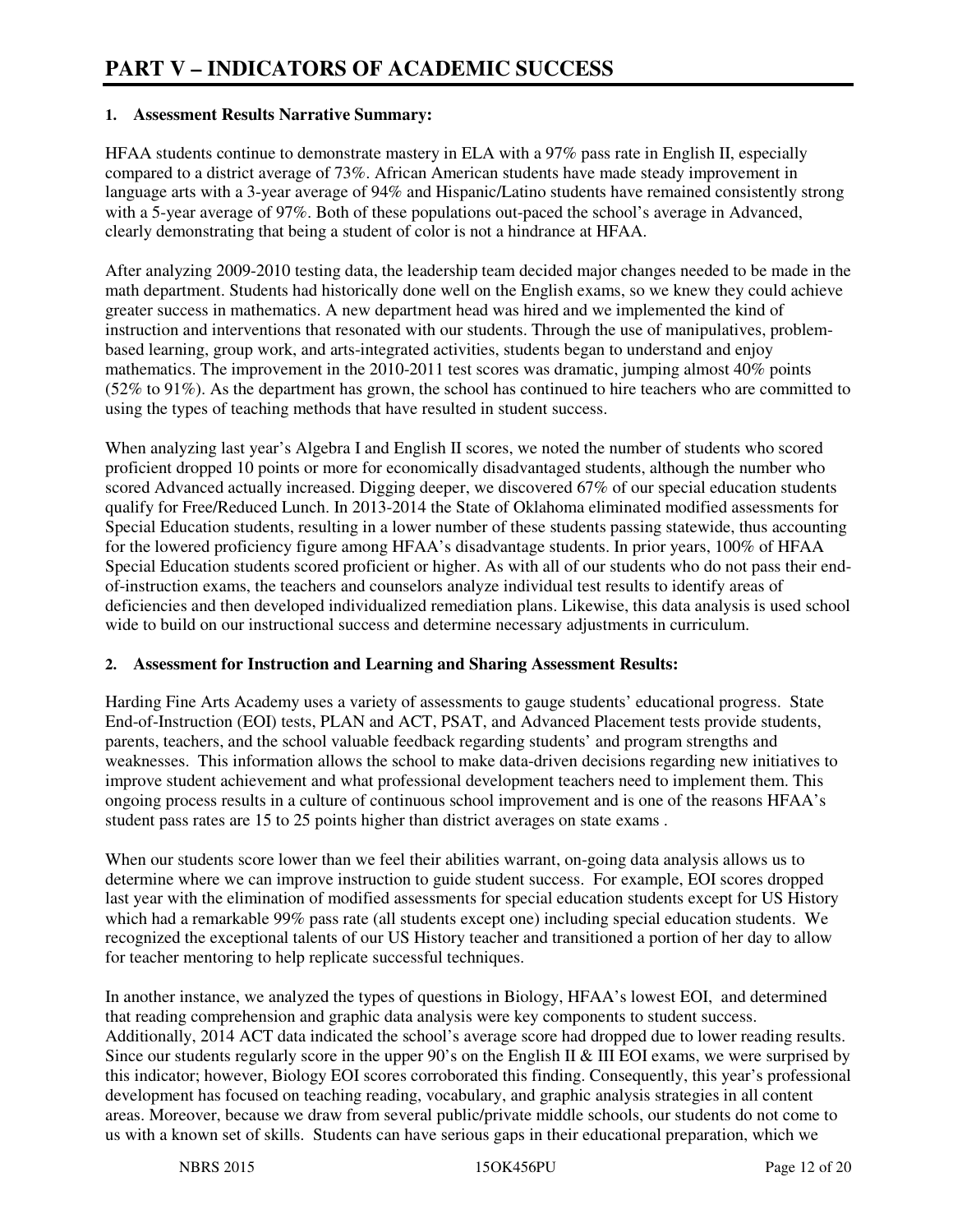# PART V – INDICATORS OF ACADEMIC SUCCESS

**1. Assessment Results Narrative Summary:**

HFAA students continue to demonstrate mastery in ELA with a 97% pass rate in English II, especially compared to a district average of 73%. African American students have made steady improvement in language arts with a 3-year average of 94% and Hispanic/Latino students have remained consistently strong with a 5-year average of 97%. Both of these populations out-paced the school's average in Advanced, clearly demonstrating that being a student of color is not a hindrance at HFAA.

After analyzing 2009-2010 testing data, the leadership team decided major changes needed to be made in the math department. Students had historically done well on the English exams, so we knew they could achieve greater success in mathematics. A new department head was hired and we implemented the kind of instruction and interventions that resonated with our students. Through the use of manipulatives, problem-based learning, group work, and arts-integrated activities, students began to understand and enjoy mathematics. The improvement in the 2010-2011 test scores was dramatic, jumping almost 40% points (52% to 91%). As the department has grown, the school has continued to hire teachers who are committed to using the types of teaching methods that have resulted in student success.

When analyzing last year's Algebra I and English II scores, we noted the number of students who scored proficient dropped 10 points or more for economically disadvantaged students, although the number who scored Advanced actually increased. Digging deeper, we discovered 67% of our special education students qualify for Free/Reduced Lunch. In 2013-2014 the State of Oklahoma eliminated modified assessments for Special Education students, resulting in a lower number of these students passing statewide, thus accounting for the lowered proficiency figure among HFAA's disadvantage students. In prior years, 100% of HFAA Special Education students scored proficient or higher. As with all of our students who do not pass their end-of-instruction exams, the teachers and counselors analyze individual test results to identify areas of deficiencies and then developed individualized remediation plans. Likewise, this data analysis is used school wide to build on our instructional success and determine necessary adjustments in curriculum.

**2. Assessment for Instruction and Learning and Sharing Assessment Results:**

Harding Fine Arts Academy uses a variety of assessments to gauge students' educational progress. State End-of-Instruction (EOI) tests, PLAN and ACT, PSAT, and Advanced Placement tests provide students, parents, teachers, and the school valuable feedback regarding students' and program strengths and weaknesses. This information allows the school to make data-driven decisions regarding new initiatives to improve student achievement and what professional development teachers need to implement them. This ongoing process results in a culture of continuous school improvement and is one of the reasons HFAA's student pass rates are 15 to 25 points higher than district averages on state exams .

When our students score lower than we feel their abilities warrant, on-going data analysis allows us to determine where we can improve instruction to guide student success. For example, EOI scores dropped last year with the elimination of modified assessments for special education students except for US History which had a remarkable 99% pass rate (all students except one) including special education students. We recognized the exceptional talents of our US History teacher and transitioned a portion of her day to allow for teacher mentoring to help replicate successful techniques.

In another instance, we analyzed the types of questions in Biology, HFAA's lowest EOI, and determined that reading comprehension and graphic data analysis were key components to student success. Additionally, 2014 ACT data indicated the school's average score had dropped due to lower reading results. Since our students regularly score in the upper 90's on the English II & III EOI exams, we were surprised by this indicator; however, Biology EOI scores corroborated this finding. Consequently, this year's professional development has focused on teaching reading, vocabulary, and graphic analysis strategies in all content areas. Moreover, because we draw from several public/private middle schools, our students do not come to us with a known set of skills. Students can have serious gaps in their educational preparation, which we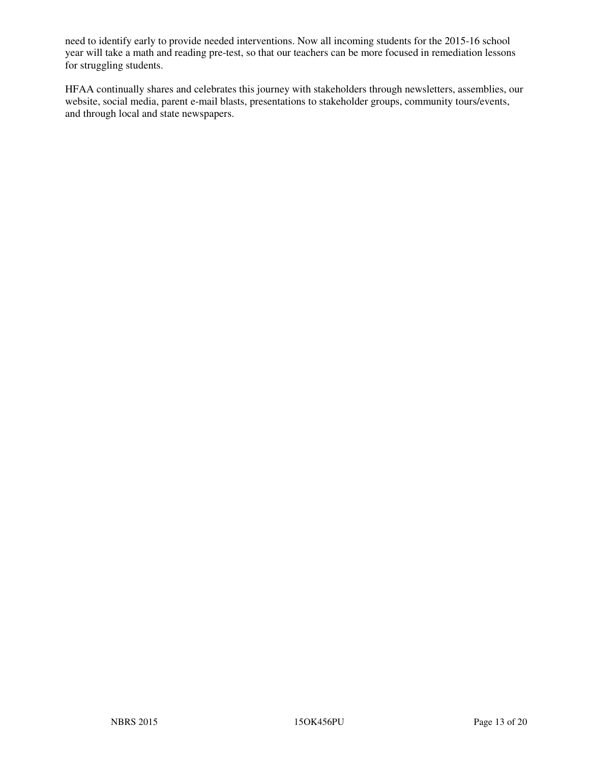need to identify early to provide needed interventions. Now all incoming students for the 2015-16 school year will take a math and reading pre-test, so that our teachers can be more focused in remediation lessons for struggling students.

HFAA continually shares and celebrates this journey with stakeholders through newsletters, assemblies, our website, social media, parent e-mail blasts, presentations to stakeholder groups, community tours/events, and through local and state newspapers.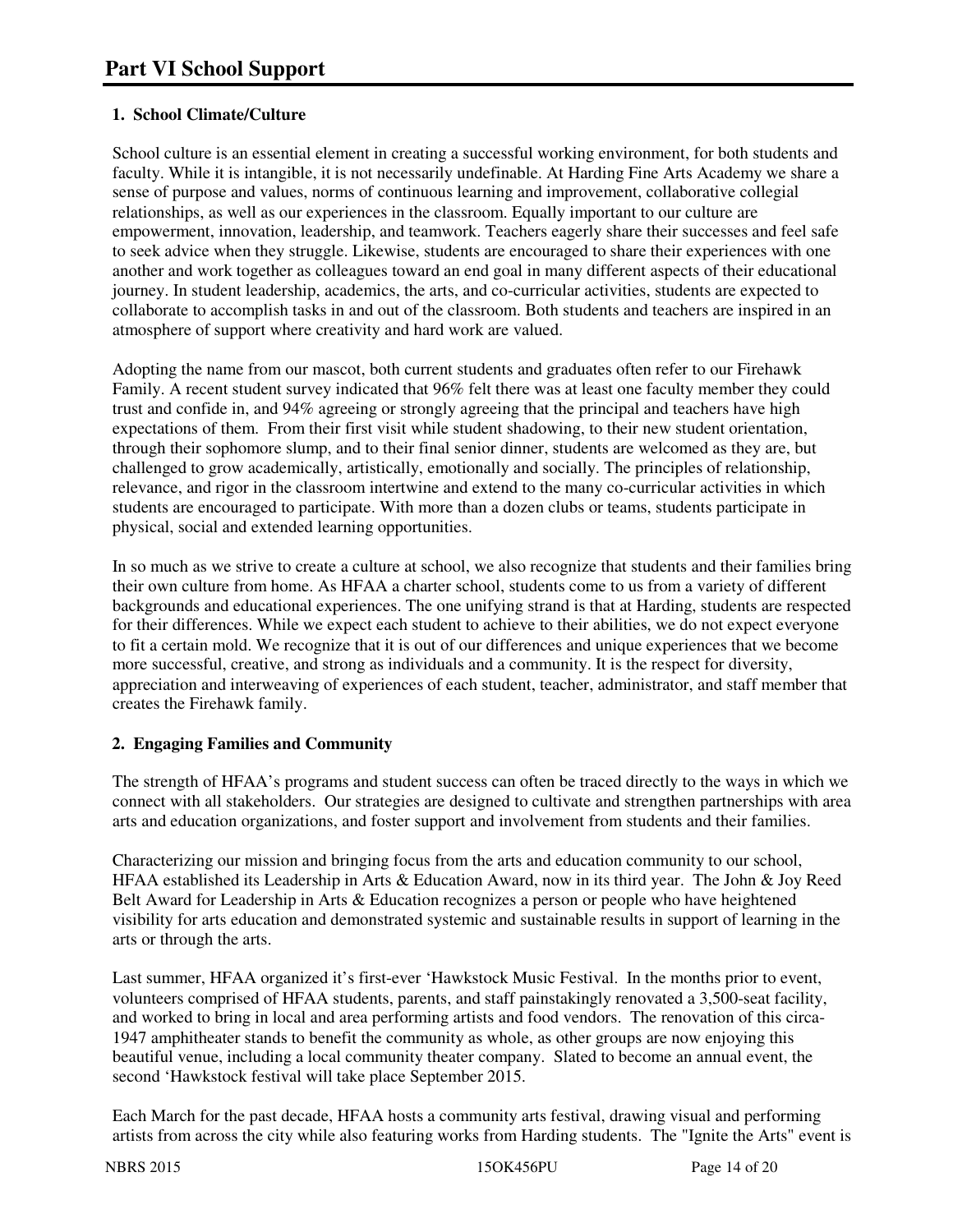# Part VI School Support

### 1. School Climate/Culture

School culture is an essential element in creating a successful working environment, for both students and faculty. While it is intangible, it is not necessarily undefinable. At Harding Fine Arts Academy we share a sense of purpose and values, norms of continuous learning and improvement, collaborative collegial relationships, as well as our experiences in the classroom. Equally important to our culture are empowerment, innovation, leadership, and teamwork. Teachers eagerly share their successes and feel safe to seek advice when they struggle. Likewise, students are encouraged to share their experiences with one another and work together as colleagues toward an end goal in many different aspects of their educational journey. In student leadership, academics, the arts, and co-curricular activities, students are expected to collaborate to accomplish tasks in and out of the classroom. Both students and teachers are inspired in an atmosphere of support where creativity and hard work are valued.

Adopting the name from our mascot, both current students and graduates often refer to our Firehawk Family. A recent student survey indicated that 96% felt there was at least one faculty member they could trust and confide in, and 94% agreeing or strongly agreeing that the principal and teachers have high expectations of them. From their first visit while student shadowing, to their new student orientation, through their sophomore slump, and to their final senior dinner, students are welcomed as they are, but challenged to grow academically, artistically, emotionally and socially. The principles of relationship, relevance, and rigor in the classroom intertwine and extend to the many co-curricular activities in which students are encouraged to participate. With more than a dozen clubs or teams, students participate in physical, social and extended learning opportunities.

In so much as we strive to create a culture at school, we also recognize that students and their families bring their own culture from home. As HFAA a charter school, students come to us from a variety of different backgrounds and educational experiences. The one unifying strand is that at Harding, students are respected for their differences. While we expect each student to achieve to their abilities, we do not expect everyone to fit a certain mold. We recognize that it is out of our differences and unique experiences that we become more successful, creative, and strong as individuals and a community. It is the respect for diversity, appreciation and interweaving of experiences of each student, teacher, administrator, and staff member that creates the Firehawk family.

### 2. Engaging Families and Community

The strength of HFAA's programs and student success can often be traced directly to the ways in which we connect with all stakeholders. Our strategies are designed to cultivate and strengthen partnerships with area arts and education organizations, and foster support and involvement from students and their families.

Characterizing our mission and bringing focus from the arts and education community to our school, HFAA established its Leadership in Arts & Education Award, now in its third year. The John & Joy Reed Belt Award for Leadership in Arts & Education recognizes a person or people who have heightened visibility for arts education and demonstrated systemic and sustainable results in support of learning in the arts or through the arts.

Last summer, HFAA organized it's first-ever 'Hawkstock Music Festival. In the months prior to event, volunteers comprised of HFAA students, parents, and staff painstakingly renovated a 3,500-seat facility, and worked to bring in local and area performing artists and food vendors. The renovation of this circa-1947 amphitheater stands to benefit the community as whole, as other groups are now enjoying this beautiful venue, including a local community theater company. Slated to become an annual event, the second 'Hawkstock festival will take place September 2015.

Each March for the past decade, HFAA hosts a community arts festival, drawing visual and performing artists from across the city while also featuring works from Harding students. The "Ignite the Arts" event is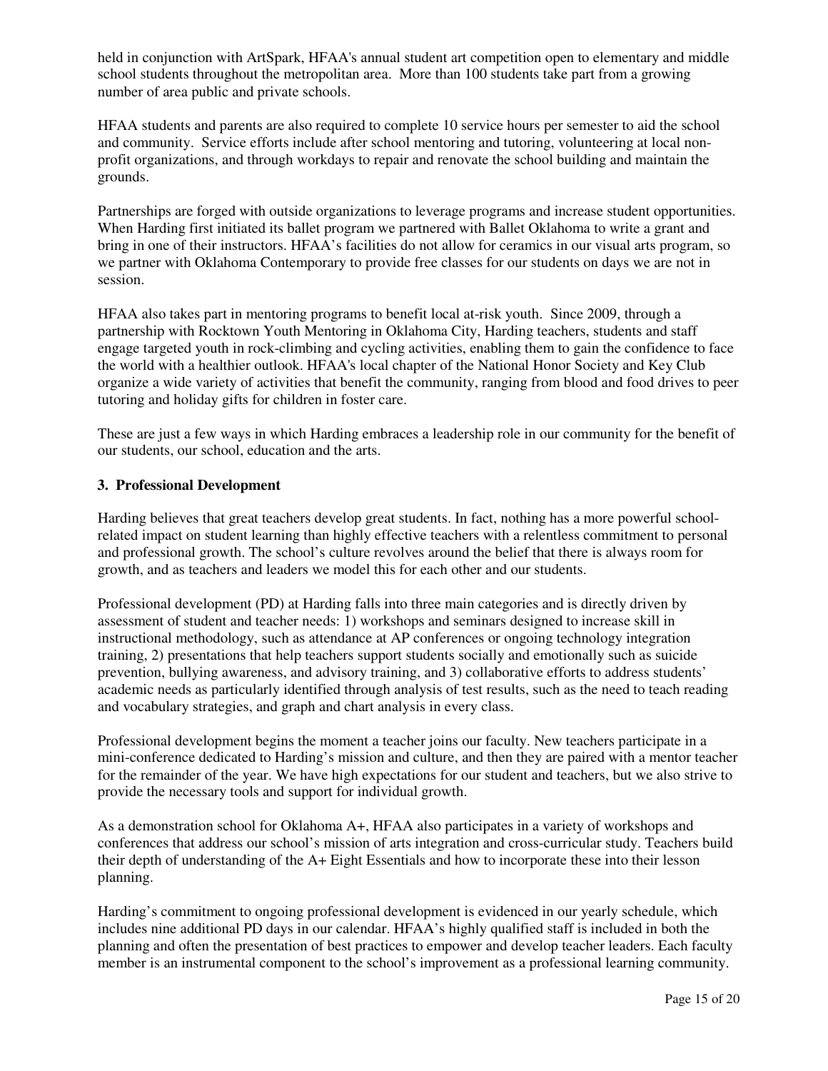held in conjunction with ArtSpark, HFAA's annual student art competition open to elementary and middle school students throughout the metropolitan area. More than 100 students take part from a growing number of area public and private schools.

HFAA students and parents are also required to complete 10 service hours per semester to aid the school and community. Service efforts include after school mentoring and tutoring, volunteering at local non-profit organizations, and through workdays to repair and renovate the school building and maintain the grounds.

Partnerships are forged with outside organizations to leverage programs and increase student opportunities. When Harding first initiated its ballet program we partnered with Ballet Oklahoma to write a grant and bring in one of their instructors. HFAA's facilities do not allow for ceramics in our visual arts program, so we partner with Oklahoma Contemporary to provide free classes for our students on days we are not in session.

HFAA also takes part in mentoring programs to benefit local at-risk youth. Since 2009, through a partnership with Rocktown Youth Mentoring in Oklahoma City, Harding teachers, students and staff engage targeted youth in rock-climbing and cycling activities, enabling them to gain the confidence to face the world with a healthier outlook. HFAA's local chapter of the National Honor Society and Key Club organize a wide variety of activities that benefit the community, ranging from blood and food drives to peer tutoring and holiday gifts for children in foster care.

These are just a few ways in which Harding embraces a leadership role in our community for the benefit of our students, our school, education and the arts.

### 3. Professional Development

Harding believes that great teachers develop great students. In fact, nothing has a more powerful school-related impact on student learning than highly effective teachers with a relentless commitment to personal and professional growth. The school's culture revolves around the belief that there is always room for growth, and as teachers and leaders we model this for each other and our students.

Professional development (PD) at Harding falls into three main categories and is directly driven by assessment of student and teacher needs: 1) workshops and seminars designed to increase skill in instructional methodology, such as attendance at AP conferences or ongoing technology integration training, 2) presentations that help teachers support students socially and emotionally such as suicide prevention, bullying awareness, and advisory training, and 3) collaborative efforts to address students' academic needs as particularly identified through analysis of test results, such as the need to teach reading and vocabulary strategies, and graph and chart analysis in every class.

Professional development begins the moment a teacher joins our faculty. New teachers participate in a mini-conference dedicated to Harding's mission and culture, and then they are paired with a mentor teacher for the remainder of the year. We have high expectations for our student and teachers, but we also strive to provide the necessary tools and support for individual growth.

As a demonstration school for Oklahoma A+, HFAA also participates in a variety of workshops and conferences that address our school's mission of arts integration and cross-curricular study. Teachers build their depth of understanding of the A+ Eight Essentials and how to incorporate these into their lesson planning.

Harding's commitment to ongoing professional development is evidenced in our yearly schedule, which includes nine additional PD days in our calendar. HFAA's highly qualified staff is included in both the planning and often the presentation of best practices to empower and develop teacher leaders. Each faculty member is an instrumental component to the school's improvement as a professional learning community.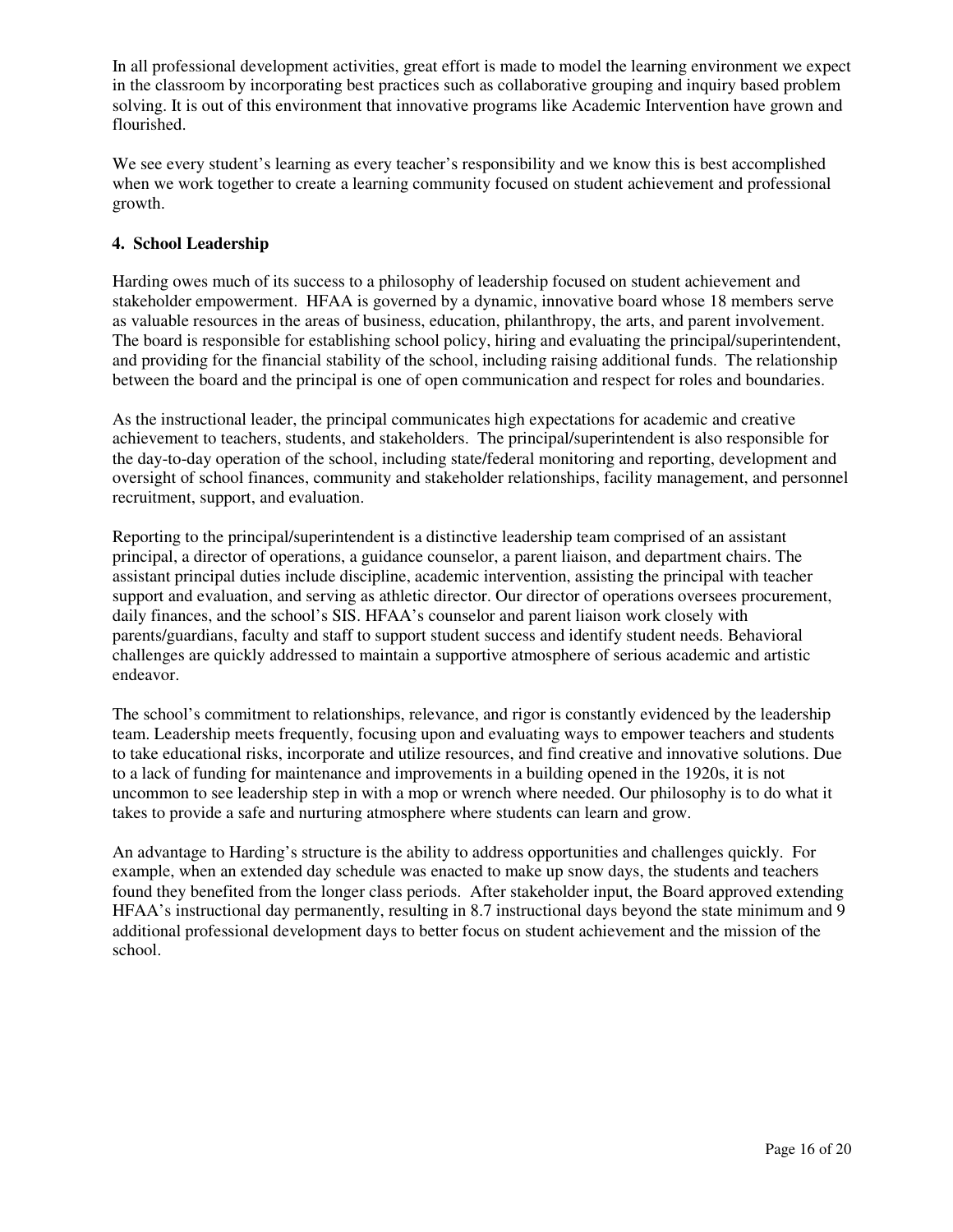In all professional development activities, great effort is made to model the learning environment we expect in the classroom by incorporating best practices such as collaborative grouping and inquiry based problem solving. It is out of this environment that innovative programs like Academic Intervention have grown and flourished.

We see every student's learning as every teacher's responsibility and we know this is best accomplished when we work together to create a learning community focused on student achievement and professional growth.

**4. School Leadership**

Harding owes much of its success to a philosophy of leadership focused on student achievement and stakeholder empowerment. HFAA is governed by a dynamic, innovative board whose 18 members serve as valuable resources in the areas of business, education, philanthropy, the arts, and parent involvement. The board is responsible for establishing school policy, hiring and evaluating the principal/superintendent, and providing for the financial stability of the school, including raising additional funds. The relationship between the board and the principal is one of open communication and respect for roles and boundaries.

As the instructional leader, the principal communicates high expectations for academic and creative achievement to teachers, students, and stakeholders. The principal/superintendent is also responsible for the day-to-day operation of the school, including state/federal monitoring and reporting, development and oversight of school finances, community and stakeholder relationships, facility management, and personnel recruitment, support, and evaluation.

Reporting to the principal/superintendent is a distinctive leadership team comprised of an assistant principal, a director of operations, a guidance counselor, a parent liaison, and department chairs. The assistant principal duties include discipline, academic intervention, assisting the principal with teacher support and evaluation, and serving as athletic director. Our director of operations oversees procurement, daily finances, and the school's SIS. HFAA's counselor and parent liaison work closely with parents/guardians, faculty and staff to support student success and identify student needs. Behavioral challenges are quickly addressed to maintain a supportive atmosphere of serious academic and artistic endeavor.

The school's commitment to relationships, relevance, and rigor is constantly evidenced by the leadership team. Leadership meets frequently, focusing upon and evaluating ways to empower teachers and students to take educational risks, incorporate and utilize resources, and find creative and innovative solutions. Due to a lack of funding for maintenance and improvements in a building opened in the 1920s, it is not uncommon to see leadership step in with a mop or wrench where needed. Our philosophy is to do what it takes to provide a safe and nurturing atmosphere where students can learn and grow.

An advantage to Harding's structure is the ability to address opportunities and challenges quickly. For example, when an extended day schedule was enacted to make up snow days, the students and teachers found they benefited from the longer class periods. After stakeholder input, the Board approved extending HFAA's instructional day permanently, resulting in 8.7 instructional days beyond the state minimum and 9 additional professional development days to better focus on student achievement and the mission of the school.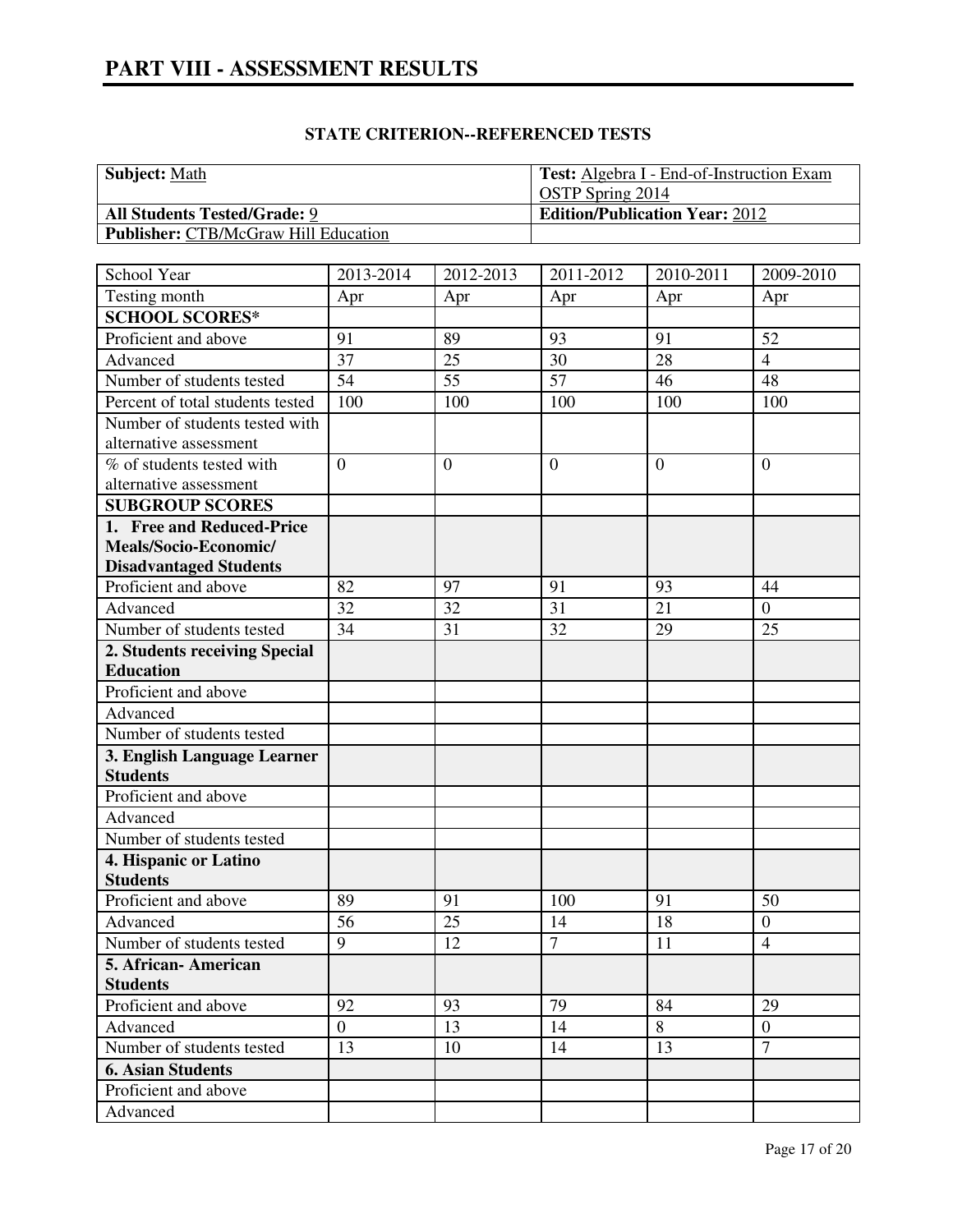# PART VIII - ASSESSMENT RESULTS

**STATE CRITERION--REFERENCED TESTS**

| | |
|---|---|
| **Subject:** Math | **Test:** Algebra I - End-of-Instruction Exam OSTP Spring 2014 |
| **All Students Tested/Grade:** 9 | **Edition/Publication Year:** 2012 |
| **Publisher:** CTB/McGraw Hill Education | |

| School Year | 2013-2014 | 2012-2013 | 2011-2012 | 2010-2011 | 2009-2010 |
|---|---|---|---|---|---|
| Testing month | Apr | Apr | Apr | Apr | Apr |
| **SCHOOL SCORES*** | | | | | |
| Proficient and above | 91 | 89 | 93 | 91 | 52 |
| Advanced | 37 | 25 | 30 | 28 | 4 |
| Number of students tested | 54 | 55 | 57 | 46 | 48 |
| Percent of total students tested | 100 | 100 | 100 | 100 | 100 |
| Number of students tested with alternative assessment | | | | | |
| % of students tested with alternative assessment | 0 | 0 | 0 | 0 | 0 |
| **SUBGROUP SCORES** | | | | | |
| **1. Free and Reduced-Price Meals/Socio-Economic/ Disadvantaged Students** | | | | | |
| Proficient and above | 82 | 97 | 91 | 93 | 44 |
| Advanced | 32 | 32 | 31 | 21 | 0 |
| Number of students tested | 34 | 31 | 32 | 29 | 25 |
| **2. Students receiving Special Education** | | | | | |
| Proficient and above | | | | | |
| Advanced | | | | | |
| Number of students tested | | | | | |
| **3. English Language Learner Students** | | | | | |
| Proficient and above | | | | | |
| Advanced | | | | | |
| Number of students tested | | | | | |
| **4. Hispanic or Latino Students** | | | | | |
| Proficient and above | 89 | 91 | 100 | 91 | 50 |
| Advanced | 56 | 25 | 14 | 18 | 0 |
| Number of students tested | 9 | 12 | 7 | 11 | 4 |
| **5. African- American Students** | | | | | |
| Proficient and above | 92 | 93 | 79 | 84 | 29 |
| Advanced | 0 | 13 | 14 | 8 | 0 |
| Number of students tested | 13 | 10 | 14 | 13 | 7 |
| **6. Asian Students** | | | | | |
| Proficient and above | | | | | |
| Advanced | | | | | |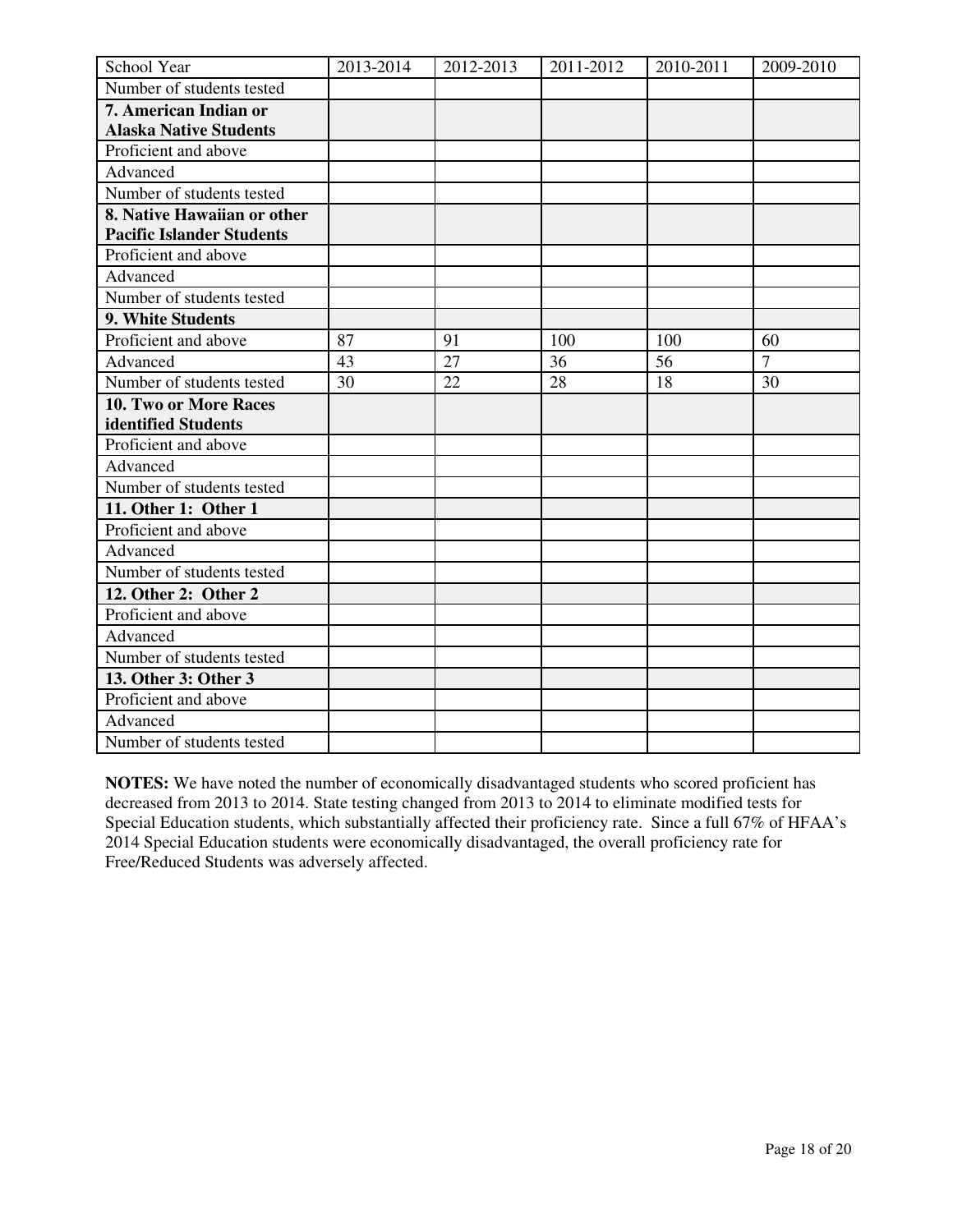| School Year | 2013-2014 | 2012-2013 | 2011-2012 | 2010-2011 | 2009-2010 |
|---|---|---|---|---|---|
| Number of students tested | | | | | |
| **7. American Indian or Alaska Native Students** | | | | | |
| Proficient and above | | | | | |
| Advanced | | | | | |
| Number of students tested | | | | | |
| **8. Native Hawaiian or other Pacific Islander Students** | | | | | |
| Proficient and above | | | | | |
| Advanced | | | | | |
| Number of students tested | | | | | |
| **9. White Students** | | | | | |
| Proficient and above | 87 | 91 | 100 | 100 | 60 |
| Advanced | 43 | 27 | 36 | 56 | 7 |
| Number of students tested | 30 | 22 | 28 | 18 | 30 |
| **10. Two or More Races identified Students** | | | | | |
| Proficient and above | | | | | |
| Advanced | | | | | |
| Number of students tested | | | | | |
| **11. Other 1: Other 1** | | | | | |
| Proficient and above | | | | | |
| Advanced | | | | | |
| Number of students tested | | | | | |
| **12. Other 2: Other 2** | | | | | |
| Proficient and above | | | | | |
| Advanced | | | | | |
| Number of students tested | | | | | |
| **13. Other 3: Other 3** | | | | | |
| Proficient and above | | | | | |
| Advanced | | | | | |
| Number of students tested | | | | | |

**NOTES:** We have noted the number of economically disadvantaged students who scored proficient has decreased from 2013 to 2014. State testing changed from 2013 to 2014 to eliminate modified tests for Special Education students, which substantially affected their proficiency rate. Since a full 67% of HFAA's 2014 Special Education students were economically disadvantaged, the overall proficiency rate for Free/Reduced Students was adversely affected.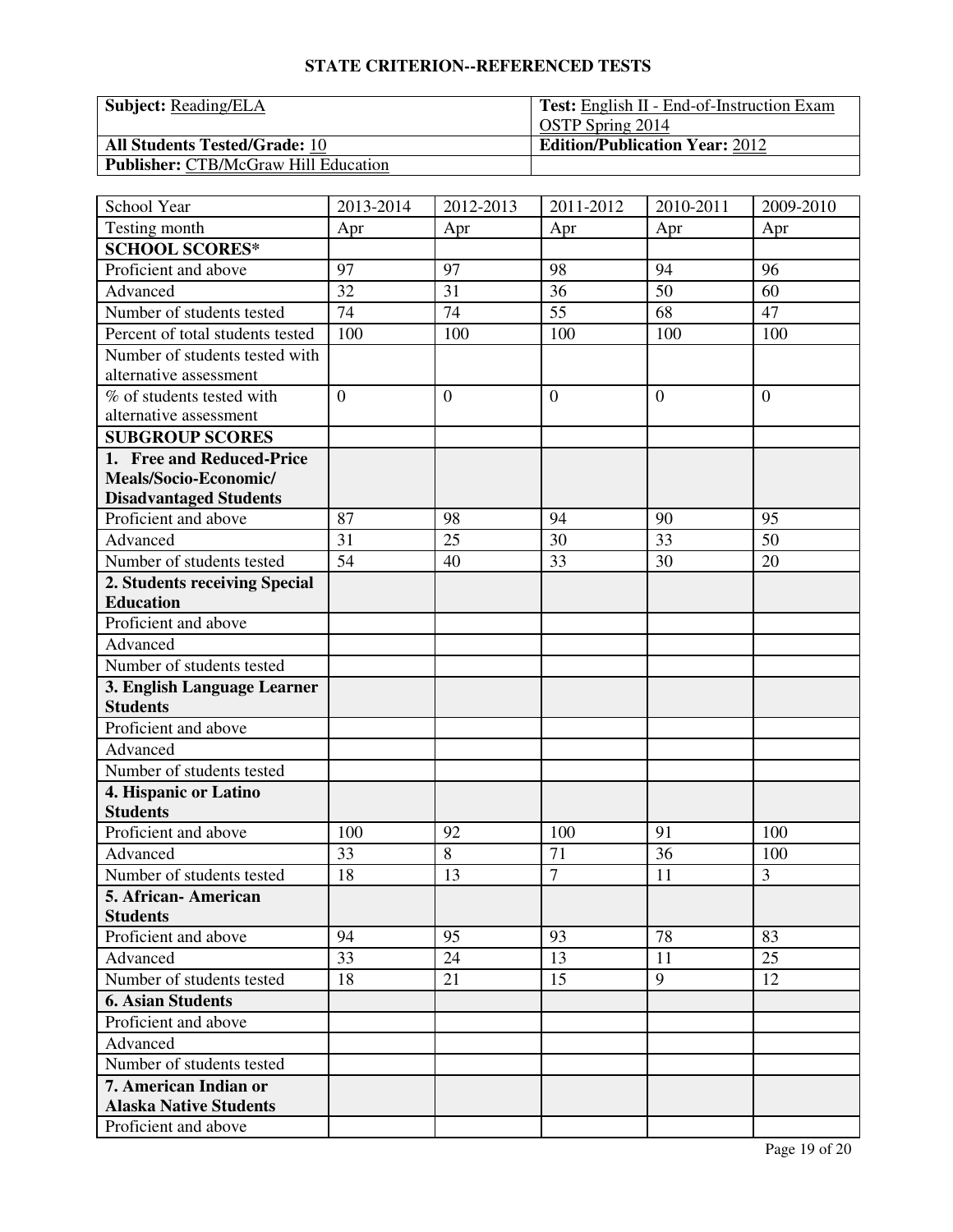## STATE CRITERION--REFERENCED TESTS

| | |
|---|---|
| **Subject:** Reading/ELA | **Test:** English II - End-of-Instruction Exam OSTP Spring 2014 |
| **All Students Tested/Grade:** 10 | **Edition/Publication Year:** 2012 |
| **Publisher:** CTB/McGraw Hill Education | |

| School Year | 2013-2014 | 2012-2013 | 2011-2012 | 2010-2011 | 2009-2010 |
|---|---|---|---|---|---|
| Testing month | Apr | Apr | Apr | Apr | Apr |
| **SCHOOL SCORES*** | | | | | |
| Proficient and above | 97 | 97 | 98 | 94 | 96 |
| Advanced | 32 | 31 | 36 | 50 | 60 |
| Number of students tested | 74 | 74 | 55 | 68 | 47 |
| Percent of total students tested | 100 | 100 | 100 | 100 | 100 |
| Number of students tested with alternative assessment | | | | | |
| % of students tested with alternative assessment | 0 | 0 | 0 | 0 | 0 |
| **SUBGROUP SCORES** | | | | | |
| **1. Free and Reduced-Price Meals/Socio-Economic/ Disadvantaged Students** | | | | | |
| Proficient and above | 87 | 98 | 94 | 90 | 95 |
| Advanced | 31 | 25 | 30 | 33 | 50 |
| Number of students tested | 54 | 40 | 33 | 30 | 20 |
| **2. Students receiving Special Education** | | | | | |
| Proficient and above | | | | | |
| Advanced | | | | | |
| Number of students tested | | | | | |
| **3. English Language Learner Students** | | | | | |
| Proficient and above | | | | | |
| Advanced | | | | | |
| Number of students tested | | | | | |
| **4. Hispanic or Latino Students** | | | | | |
| Proficient and above | 100 | 92 | 100 | 91 | 100 |
| Advanced | 33 | 8 | 71 | 36 | 100 |
| Number of students tested | 18 | 13 | 7 | 11 | 3 |
| **5. African- American Students** | | | | | |
| Proficient and above | 94 | 95 | 93 | 78 | 83 |
| Advanced | 33 | 24 | 13 | 11 | 25 |
| Number of students tested | 18 | 21 | 15 | 9 | 12 |
| **6. Asian Students** | | | | | |
| Proficient and above | | | | | |
| Advanced | | | | | |
| Number of students tested | | | | | |
| **7. American Indian or Alaska Native Students** | | | | | |
| Proficient and above | | | | | |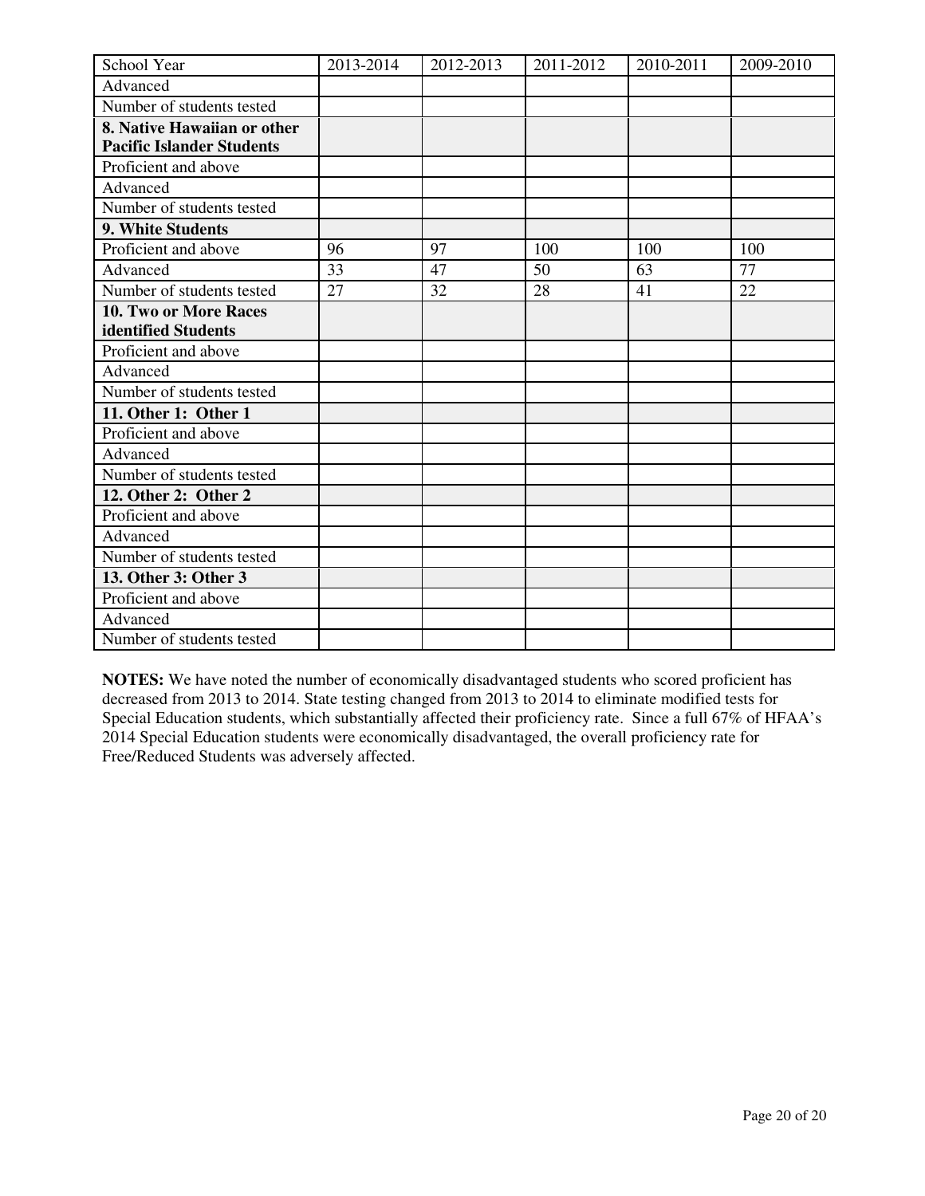| School Year | 2013-2014 | 2012-2013 | 2011-2012 | 2010-2011 | 2009-2010 |
|---|---|---|---|---|---|
| Advanced | | | | | |
| Number of students tested | | | | | |
| **8. Native Hawaiian or other Pacific Islander Students** | | | | | |
| Proficient and above | | | | | |
| Advanced | | | | | |
| Number of students tested | | | | | |
| **9. White Students** | | | | | |
| Proficient and above | 96 | 97 | 100 | 100 | 100 |
| Advanced | 33 | 47 | 50 | 63 | 77 |
| Number of students tested | 27 | 32 | 28 | 41 | 22 |
| **10. Two or More Races identified Students** | | | | | |
| Proficient and above | | | | | |
| Advanced | | | | | |
| Number of students tested | | | | | |
| **11. Other 1: Other 1** | | | | | |
| Proficient and above | | | | | |
| Advanced | | | | | |
| Number of students tested | | | | | |
| **12. Other 2: Other 2** | | | | | |
| Proficient and above | | | | | |
| Advanced | | | | | |
| Number of students tested | | | | | |
| **13. Other 3: Other 3** | | | | | |
| Proficient and above | | | | | |
| Advanced | | | | | |
| Number of students tested | | | | | |

**NOTES:** We have noted the number of economically disadvantaged students who scored proficient has decreased from 2013 to 2014. State testing changed from 2013 to 2014 to eliminate modified tests for Special Education students, which substantially affected their proficiency rate. Since a full 67% of HFAA's 2014 Special Education students were economically disadvantaged, the overall proficiency rate for Free/Reduced Students was adversely affected.